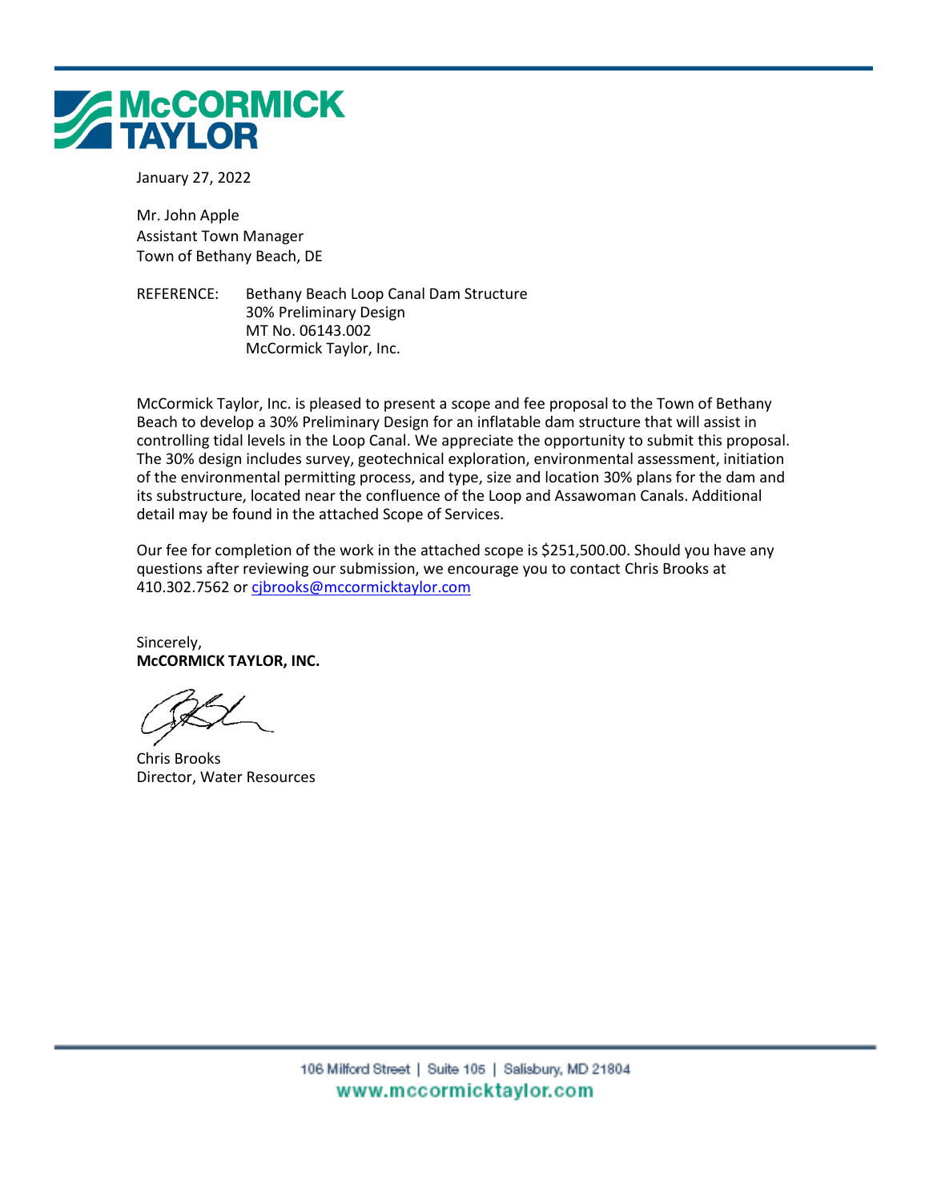McCORMICK TAYLOR

January 27, 2022

Mr. John Apple
Assistant Town Manager
Town of Bethany Beach, DE

REFERENCE: Bethany Beach Loop Canal Dam Structure
30% Preliminary Design
MT No. 06143.002
McCormick Taylor, Inc.

McCormick Taylor, Inc. is pleased to present a scope and fee proposal to the Town of Bethany Beach to develop a 30% Preliminary Design for an inflatable dam structure that will assist in controlling tidal levels in the Loop Canal. We appreciate the opportunity to submit this proposal. The 30% design includes survey, geotechnical exploration, environmental assessment, initiation of the environmental permitting process, and type, size and location 30% plans for the dam and its substructure, located near the confluence of the Loop and Assawoman Canals. Additional detail may be found in the attached Scope of Services.

Our fee for completion of the work in the attached scope is $251,500.00. Should you have any questions after reviewing our submission, we encourage you to contact Chris Brooks at 410.302.7562 or cjbrooks@mccormicktaylor.com

Sincerely,
**McCORMICK TAYLOR, INC.**

Chris Brooks
Director, Water Resources

106 Milford Street | Suite 105 | Salisbury, MD 21804
www.mccormicktaylor.com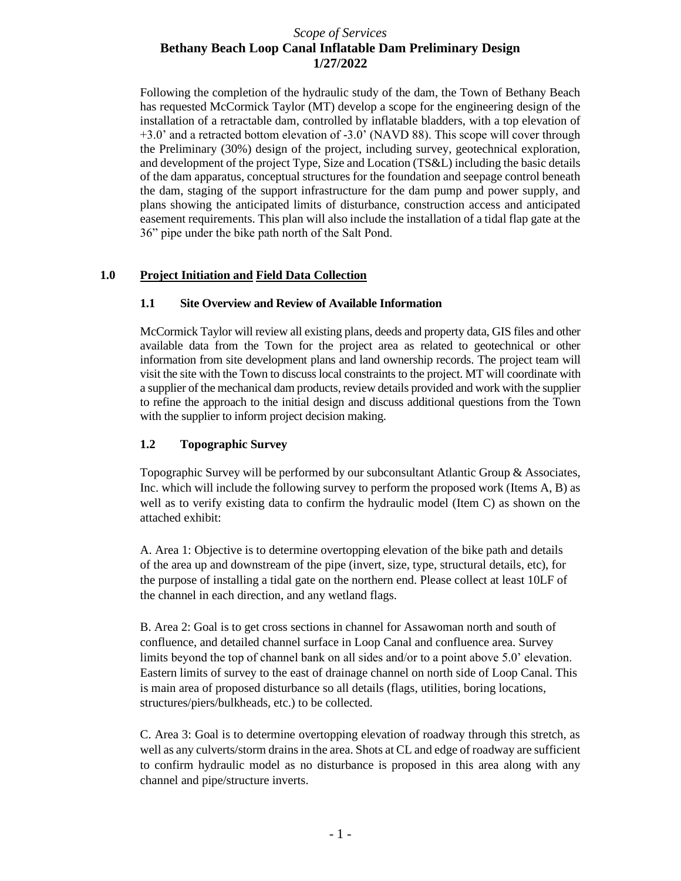Following the completion of the hydraulic study of the dam, the Town of Bethany Beach has requested McCormick Taylor (MT) develop a scope for the engineering design of the installation of a retractable dam, controlled by inflatable bladders, with a top elevation of +3.0' and a retracted bottom elevation of -3.0' (NAVD 88). This scope will cover through the Preliminary (30%) design of the project, including survey, geotechnical exploration, and development of the project Type, Size and Location (TS&L) including the basic details of the dam apparatus, conceptual structures for the foundation and seepage control beneath the dam, staging of the support infrastructure for the dam pump and power supply, and plans showing the anticipated limits of disturbance, construction access and anticipated easement requirements. This plan will also include the installation of a tidal flap gate at the 36" pipe under the bike path north of the Salt Pond.

## 1.0 Project Initiation and Field Data Collection

### 1.1 Site Overview and Review of Available Information

McCormick Taylor will review all existing plans, deeds and property data, GIS files and other available data from the Town for the project area as related to geotechnical or other information from site development plans and land ownership records. The project team will visit the site with the Town to discuss local constraints to the project. MT will coordinate with a supplier of the mechanical dam products, review details provided and work with the supplier to refine the approach to the initial design and discuss additional questions from the Town with the supplier to inform project decision making.

### 1.2 Topographic Survey

Topographic Survey will be performed by our subconsultant Atlantic Group & Associates, Inc. which will include the following survey to perform the proposed work (Items A, B) as well as to verify existing data to confirm the hydraulic model (Item C) as shown on the attached exhibit:

A. Area 1: Objective is to determine overtopping elevation of the bike path and details of the area up and downstream of the pipe (invert, size, type, structural details, etc), for the purpose of installing a tidal gate on the northern end. Please collect at least 10LF of the channel in each direction, and any wetland flags.

B. Area 2: Goal is to get cross sections in channel for Assawoman north and south of confluence, and detailed channel surface in Loop Canal and confluence area. Survey limits beyond the top of channel bank on all sides and/or to a point above 5.0' elevation. Eastern limits of survey to the east of drainage channel on north side of Loop Canal. This is main area of proposed disturbance so all details (flags, utilities, boring locations, structures/piers/bulkheads, etc.) to be collected.

C. Area 3: Goal is to determine overtopping elevation of roadway through this stretch, as well as any culverts/storm drains in the area. Shots at CL and edge of roadway are sufficient to confirm hydraulic model as no disturbance is proposed in this area along with any channel and pipe/structure inverts.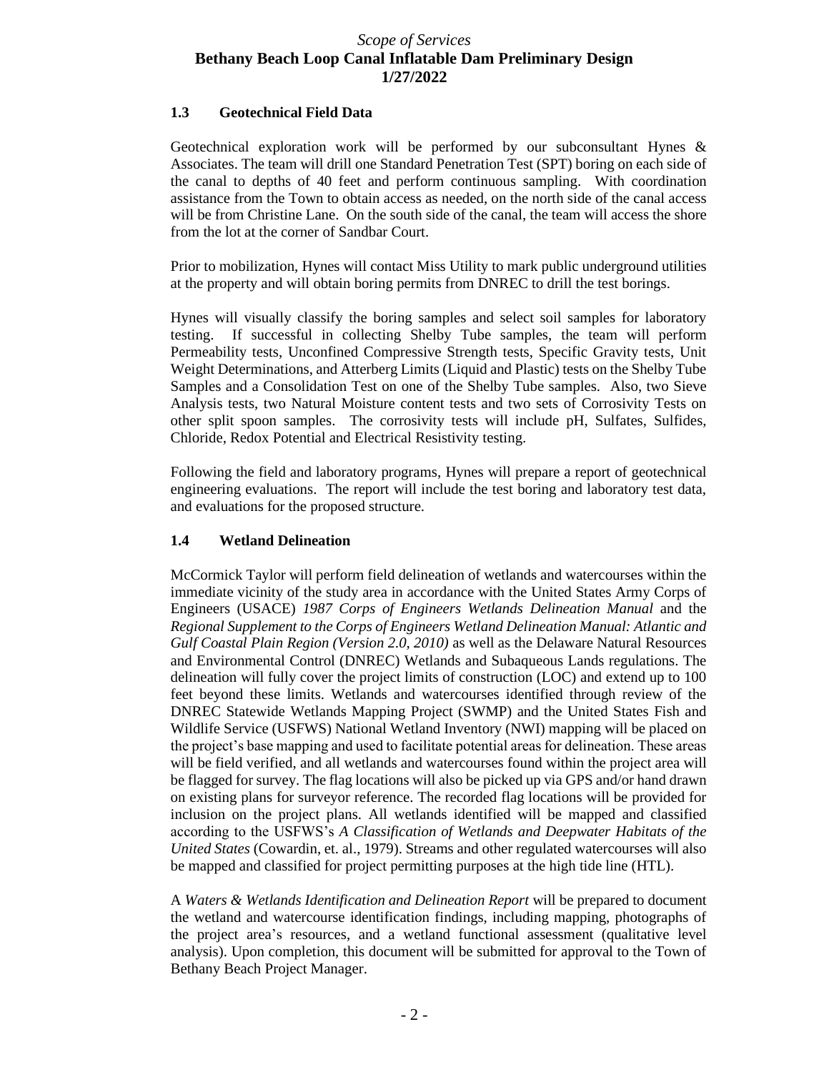### 1.3 Geotechnical Field Data

Geotechnical exploration work will be performed by our subconsultant Hynes & Associates. The team will drill one Standard Penetration Test (SPT) boring on each side of the canal to depths of 40 feet and perform continuous sampling. With coordination assistance from the Town to obtain access as needed, on the north side of the canal access will be from Christine Lane. On the south side of the canal, the team will access the shore from the lot at the corner of Sandbar Court.

Prior to mobilization, Hynes will contact Miss Utility to mark public underground utilities at the property and will obtain boring permits from DNREC to drill the test borings.

Hynes will visually classify the boring samples and select soil samples for laboratory testing. If successful in collecting Shelby Tube samples, the team will perform Permeability tests, Unconfined Compressive Strength tests, Specific Gravity tests, Unit Weight Determinations, and Atterberg Limits (Liquid and Plastic) tests on the Shelby Tube Samples and a Consolidation Test on one of the Shelby Tube samples. Also, two Sieve Analysis tests, two Natural Moisture content tests and two sets of Corrosivity Tests on other split spoon samples. The corrosivity tests will include pH, Sulfates, Sulfides, Chloride, Redox Potential and Electrical Resistivity testing.

Following the field and laboratory programs, Hynes will prepare a report of geotechnical engineering evaluations. The report will include the test boring and laboratory test data, and evaluations for the proposed structure.

### 1.4 Wetland Delineation

McCormick Taylor will perform field delineation of wetlands and watercourses within the immediate vicinity of the study area in accordance with the United States Army Corps of Engineers (USACE) *1987 Corps of Engineers Wetlands Delineation Manual* and the *Regional Supplement to the Corps of Engineers Wetland Delineation Manual: Atlantic and Gulf Coastal Plain Region (Version 2.0, 2010)* as well as the Delaware Natural Resources and Environmental Control (DNREC) Wetlands and Subaqueous Lands regulations. The delineation will fully cover the project limits of construction (LOC) and extend up to 100 feet beyond these limits. Wetlands and watercourses identified through review of the DNREC Statewide Wetlands Mapping Project (SWMP) and the United States Fish and Wildlife Service (USFWS) National Wetland Inventory (NWI) mapping will be placed on the project's base mapping and used to facilitate potential areas for delineation. These areas will be field verified, and all wetlands and watercourses found within the project area will be flagged for survey. The flag locations will also be picked up via GPS and/or hand drawn on existing plans for surveyor reference. The recorded flag locations will be provided for inclusion on the project plans. All wetlands identified will be mapped and classified according to the USFWS's *A Classification of Wetlands and Deepwater Habitats of the United States* (Cowardin, et. al., 1979). Streams and other regulated watercourses will also be mapped and classified for project permitting purposes at the high tide line (HTL).

A *Waters & Wetlands Identification and Delineation Report* will be prepared to document the wetland and watercourse identification findings, including mapping, photographs of the project area's resources, and a wetland functional assessment (qualitative level analysis). Upon completion, this document will be submitted for approval to the Town of Bethany Beach Project Manager.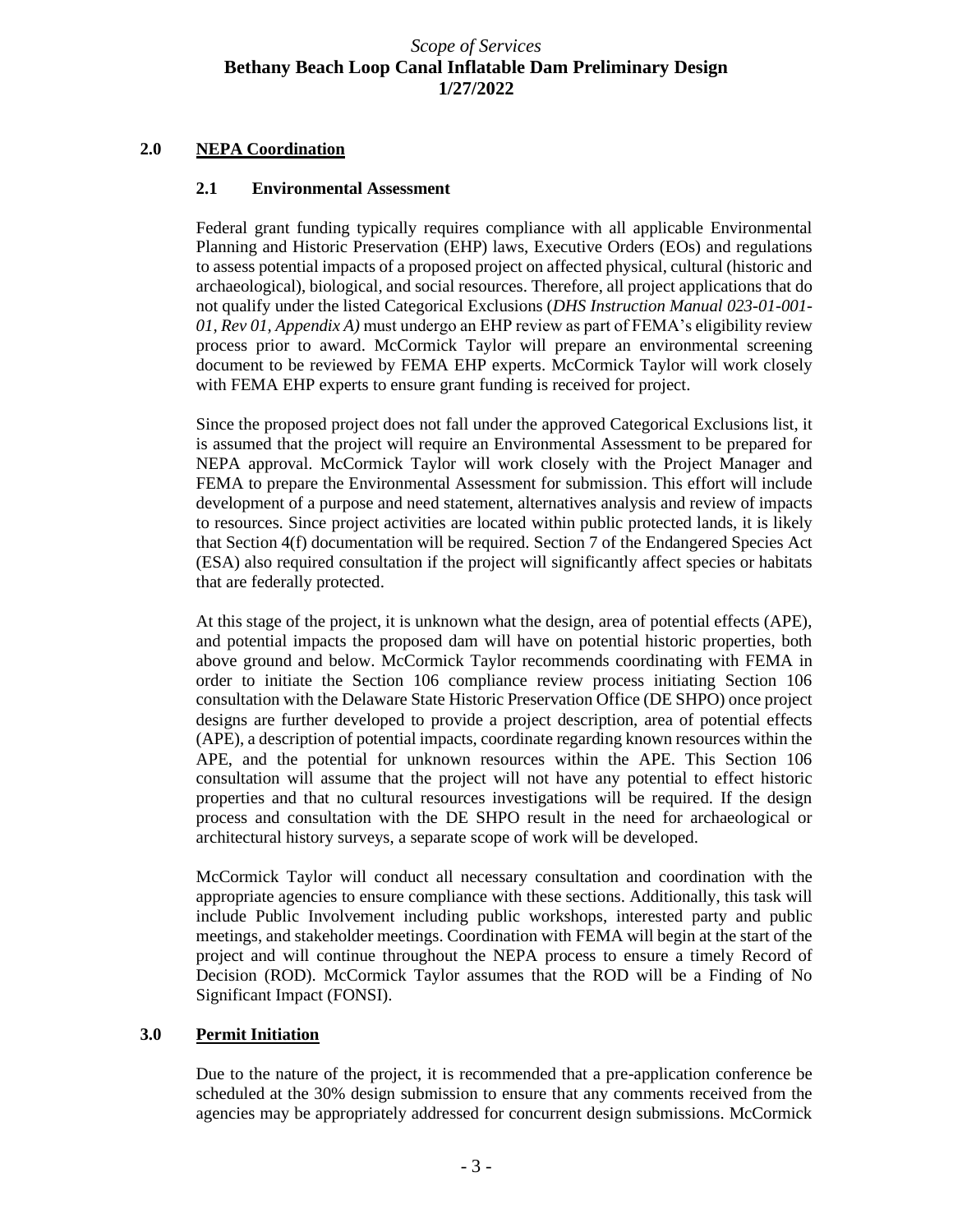## 2.0 NEPA Coordination

### 2.1 Environmental Assessment

Federal grant funding typically requires compliance with all applicable Environmental Planning and Historic Preservation (EHP) laws, Executive Orders (EOs) and regulations to assess potential impacts of a proposed project on affected physical, cultural (historic and archaeological), biological, and social resources. Therefore, all project applications that do not qualify under the listed Categorical Exclusions (*DHS Instruction Manual 023-01-001-01, Rev 01, Appendix A)* must undergo an EHP review as part of FEMA's eligibility review process prior to award. McCormick Taylor will prepare an environmental screening document to be reviewed by FEMA EHP experts. McCormick Taylor will work closely with FEMA EHP experts to ensure grant funding is received for project.

Since the proposed project does not fall under the approved Categorical Exclusions list, it is assumed that the project will require an Environmental Assessment to be prepared for NEPA approval. McCormick Taylor will work closely with the Project Manager and FEMA to prepare the Environmental Assessment for submission. This effort will include development of a purpose and need statement, alternatives analysis and review of impacts to resources. Since project activities are located within public protected lands, it is likely that Section 4(f) documentation will be required. Section 7 of the Endangered Species Act (ESA) also required consultation if the project will significantly affect species or habitats that are federally protected.

At this stage of the project, it is unknown what the design, area of potential effects (APE), and potential impacts the proposed dam will have on potential historic properties, both above ground and below. McCormick Taylor recommends coordinating with FEMA in order to initiate the Section 106 compliance review process initiating Section 106 consultation with the Delaware State Historic Preservation Office (DE SHPO) once project designs are further developed to provide a project description, area of potential effects (APE), a description of potential impacts, coordinate regarding known resources within the APE, and the potential for unknown resources within the APE. This Section 106 consultation will assume that the project will not have any potential to effect historic properties and that no cultural resources investigations will be required. If the design process and consultation with the DE SHPO result in the need for archaeological or architectural history surveys, a separate scope of work will be developed.

McCormick Taylor will conduct all necessary consultation and coordination with the appropriate agencies to ensure compliance with these sections. Additionally, this task will include Public Involvement including public workshops, interested party and public meetings, and stakeholder meetings. Coordination with FEMA will begin at the start of the project and will continue throughout the NEPA process to ensure a timely Record of Decision (ROD). McCormick Taylor assumes that the ROD will be a Finding of No Significant Impact (FONSI).

## 3.0 Permit Initiation

Due to the nature of the project, it is recommended that a pre-application conference be scheduled at the 30% design submission to ensure that any comments received from the agencies may be appropriately addressed for concurrent design submissions. McCormick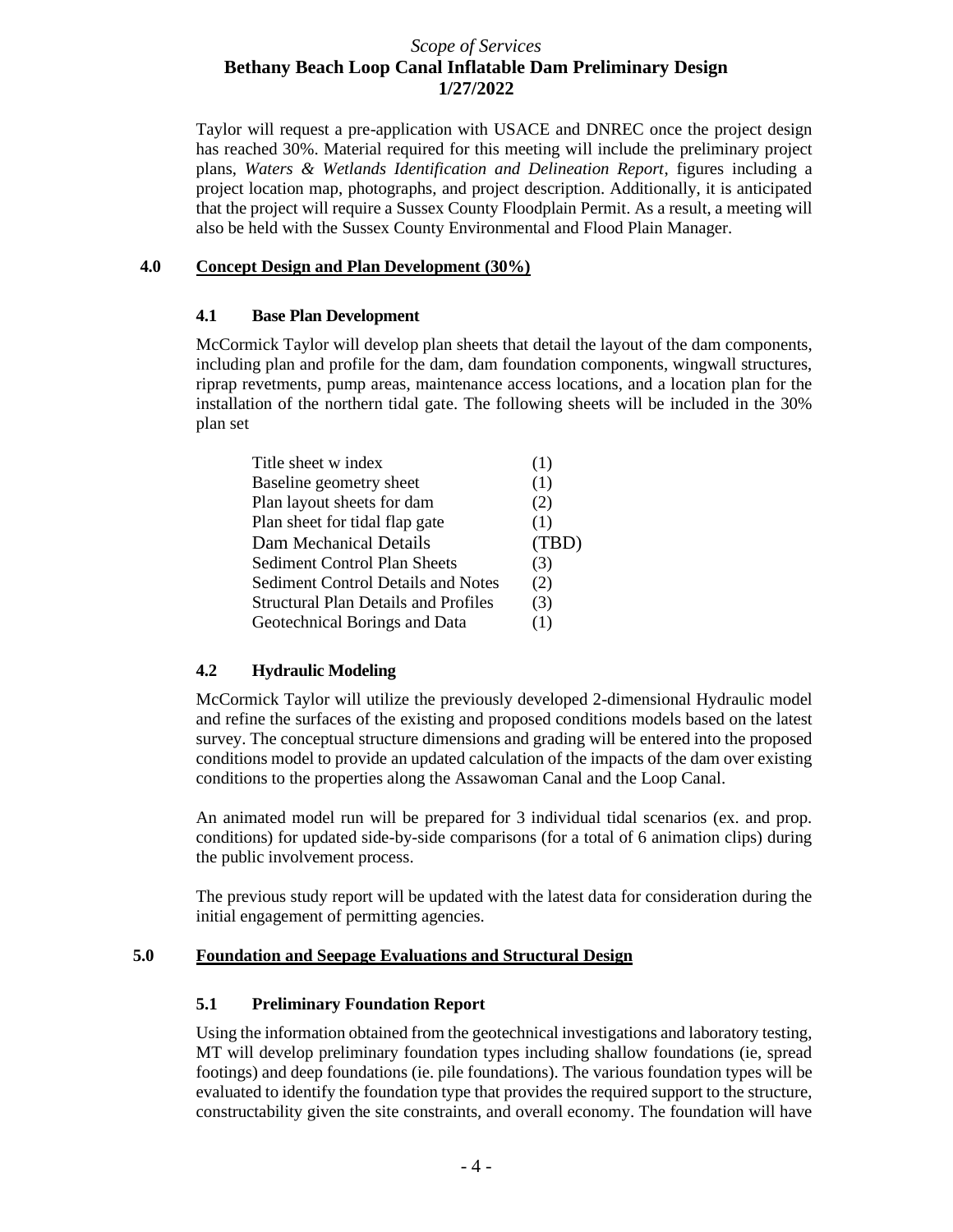Taylor will request a pre-application with USACE and DNREC once the project design has reached 30%. Material required for this meeting will include the preliminary project plans, *Waters & Wetlands Identification and Delineation Report*, figures including a project location map, photographs, and project description. Additionally, it is anticipated that the project will require a Sussex County Floodplain Permit. As a result, a meeting will also be held with the Sussex County Environmental and Flood Plain Manager.

## 4.0 Concept Design and Plan Development (30%)

### 4.1 Base Plan Development

McCormick Taylor will develop plan sheets that detail the layout of the dam components, including plan and profile for the dam, dam foundation components, wingwall structures, riprap revetments, pump areas, maintenance access locations, and a location plan for the installation of the northern tidal gate. The following sheets will be included in the 30% plan set

| | |
|---|---|
| Title sheet w index | (1) |
| Baseline geometry sheet | (1) |
| Plan layout sheets for dam | (2) |
| Plan sheet for tidal flap gate | (1) |
| Dam Mechanical Details | (TBD) |
| Sediment Control Plan Sheets | (3) |
| Sediment Control Details and Notes | (2) |
| Structural Plan Details and Profiles | (3) |
| Geotechnical Borings and Data | (1) |

### 4.2 Hydraulic Modeling

McCormick Taylor will utilize the previously developed 2-dimensional Hydraulic model and refine the surfaces of the existing and proposed conditions models based on the latest survey. The conceptual structure dimensions and grading will be entered into the proposed conditions model to provide an updated calculation of the impacts of the dam over existing conditions to the properties along the Assawoman Canal and the Loop Canal.

An animated model run will be prepared for 3 individual tidal scenarios (ex. and prop. conditions) for updated side-by-side comparisons (for a total of 6 animation clips) during the public involvement process.

The previous study report will be updated with the latest data for consideration during the initial engagement of permitting agencies.

## 5.0 Foundation and Seepage Evaluations and Structural Design

### 5.1 Preliminary Foundation Report

Using the information obtained from the geotechnical investigations and laboratory testing, MT will develop preliminary foundation types including shallow foundations (ie, spread footings) and deep foundations (ie. pile foundations). The various foundation types will be evaluated to identify the foundation type that provides the required support to the structure, constructability given the site constraints, and overall economy. The foundation will have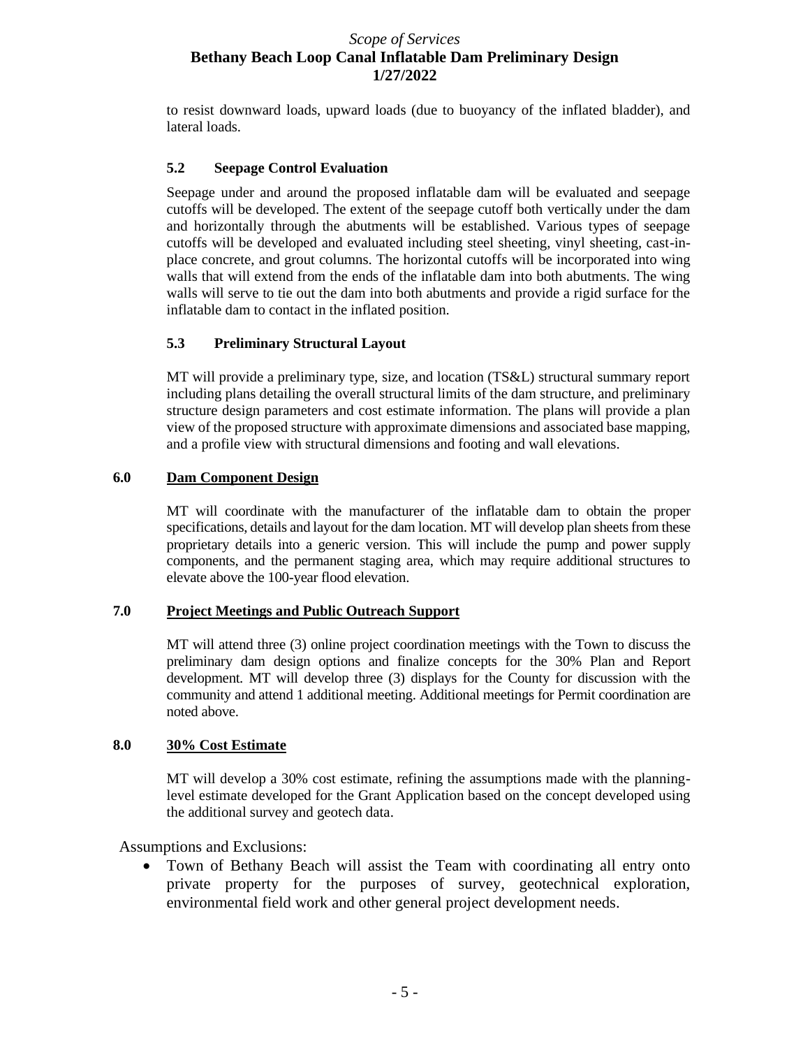to resist downward loads, upward loads (due to buoyancy of the inflated bladder), and lateral loads.

### 5.2 Seepage Control Evaluation

Seepage under and around the proposed inflatable dam will be evaluated and seepage cutoffs will be developed. The extent of the seepage cutoff both vertically under the dam and horizontally through the abutments will be established. Various types of seepage cutoffs will be developed and evaluated including steel sheeting, vinyl sheeting, cast-in-place concrete, and grout columns. The horizontal cutoffs will be incorporated into wing walls that will extend from the ends of the inflatable dam into both abutments. The wing walls will serve to tie out the dam into both abutments and provide a rigid surface for the inflatable dam to contact in the inflated position.

### 5.3 Preliminary Structural Layout

MT will provide a preliminary type, size, and location (TS&L) structural summary report including plans detailing the overall structural limits of the dam structure, and preliminary structure design parameters and cost estimate information. The plans will provide a plan view of the proposed structure with approximate dimensions and associated base mapping, and a profile view with structural dimensions and footing and wall elevations.

## 6.0 Dam Component Design

MT will coordinate with the manufacturer of the inflatable dam to obtain the proper specifications, details and layout for the dam location. MT will develop plan sheets from these proprietary details into a generic version. This will include the pump and power supply components, and the permanent staging area, which may require additional structures to elevate above the 100-year flood elevation.

## 7.0 Project Meetings and Public Outreach Support

MT will attend three (3) online project coordination meetings with the Town to discuss the preliminary dam design options and finalize concepts for the 30% Plan and Report development. MT will develop three (3) displays for the County for discussion with the community and attend 1 additional meeting. Additional meetings for Permit coordination are noted above.

## 8.0 30% Cost Estimate

MT will develop a 30% cost estimate, refining the assumptions made with the planning-level estimate developed for the Grant Application based on the concept developed using the additional survey and geotech data.

Assumptions and Exclusions:

- Town of Bethany Beach will assist the Team with coordinating all entry onto private property for the purposes of survey, geotechnical exploration, environmental field work and other general project development needs.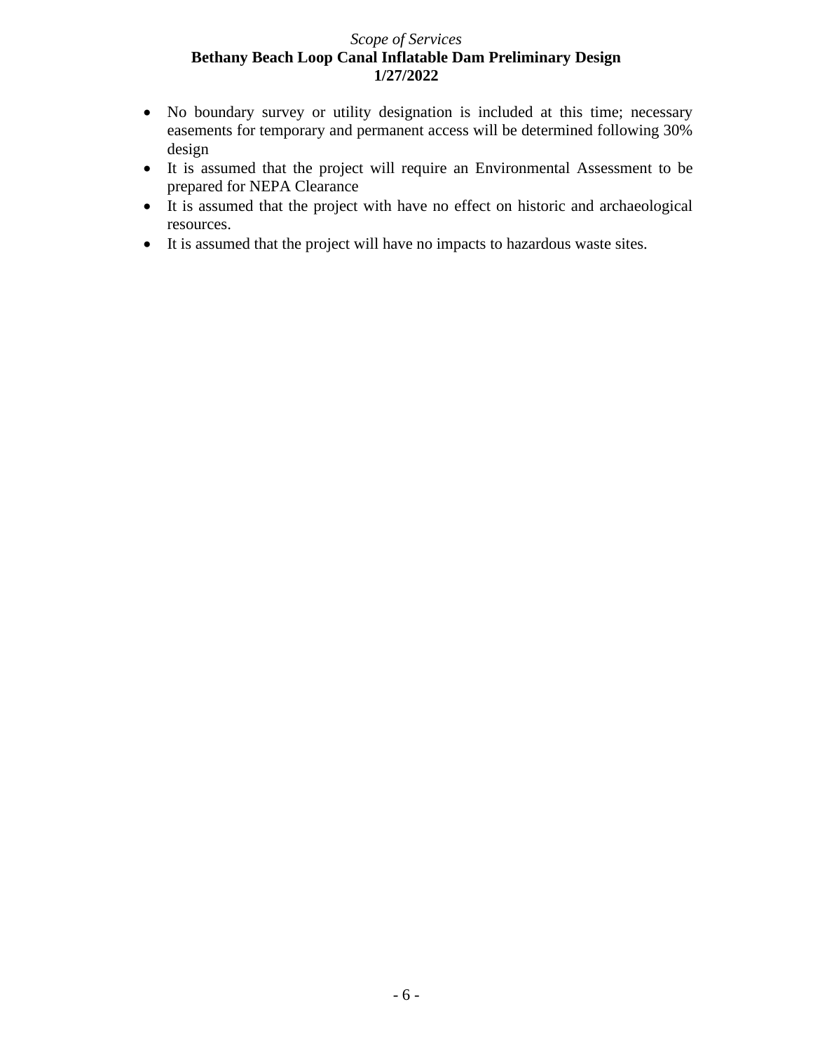- No boundary survey or utility designation is included at this time; necessary easements for temporary and permanent access will be determined following 30% design
- It is assumed that the project will require an Environmental Assessment to be prepared for NEPA Clearance
- It is assumed that the project with have no effect on historic and archaeological resources.
- It is assumed that the project will have no impacts to hazardous waste sites.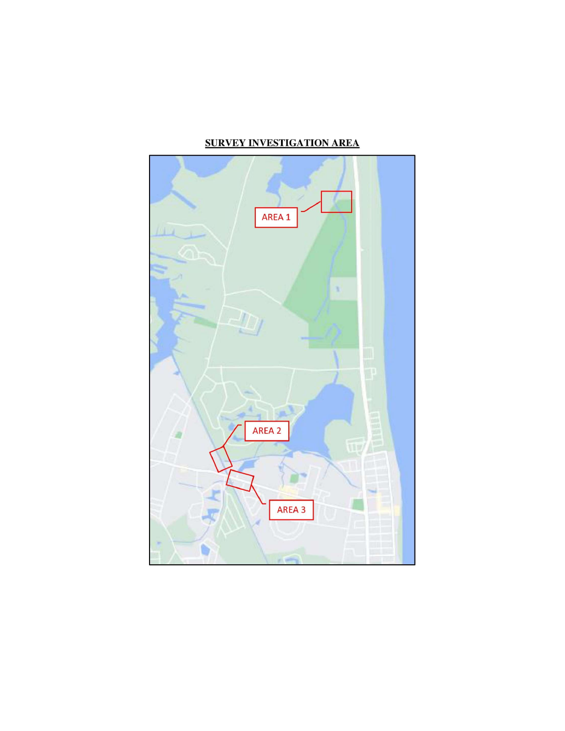**SURVEY INVESTIGATION AREA**

AREA 1

AREA 2

AREA 3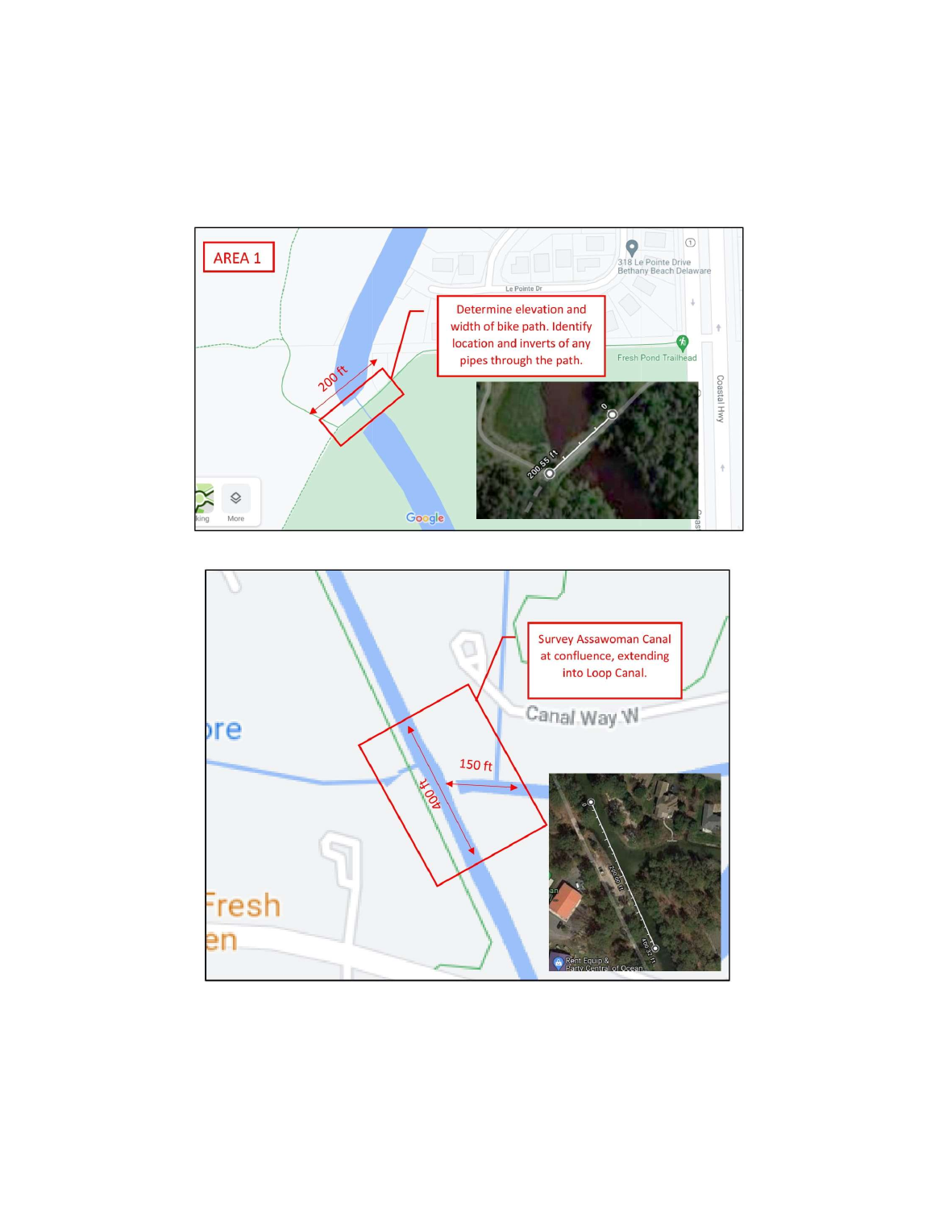AREA 1

Determine elevation and width of bike path. Identify location and inverts of any pipes through the path.

200 ft

Survey Assawoman Canal at confluence, extending into Loop Canal.

150 ft

400 ft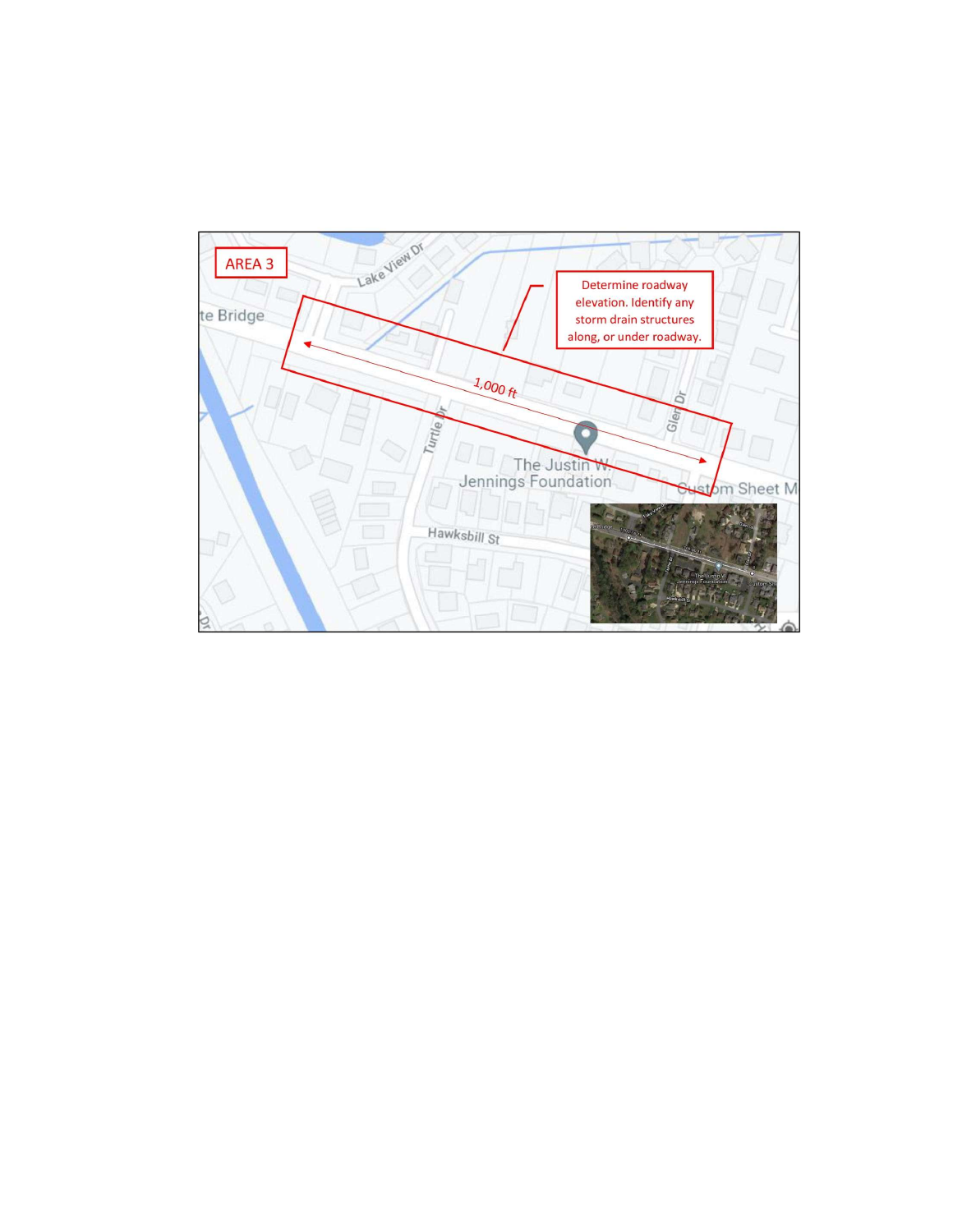AREA 3

Determine roadway elevation. Identify any storm drain structures along, or under roadway.

1,000 ft

Lake View Dr

te Bridge

Turtle Dr

Glen Dr

The Justin W. Jennings Foundation

Custom Sheet M

Hawksbill St